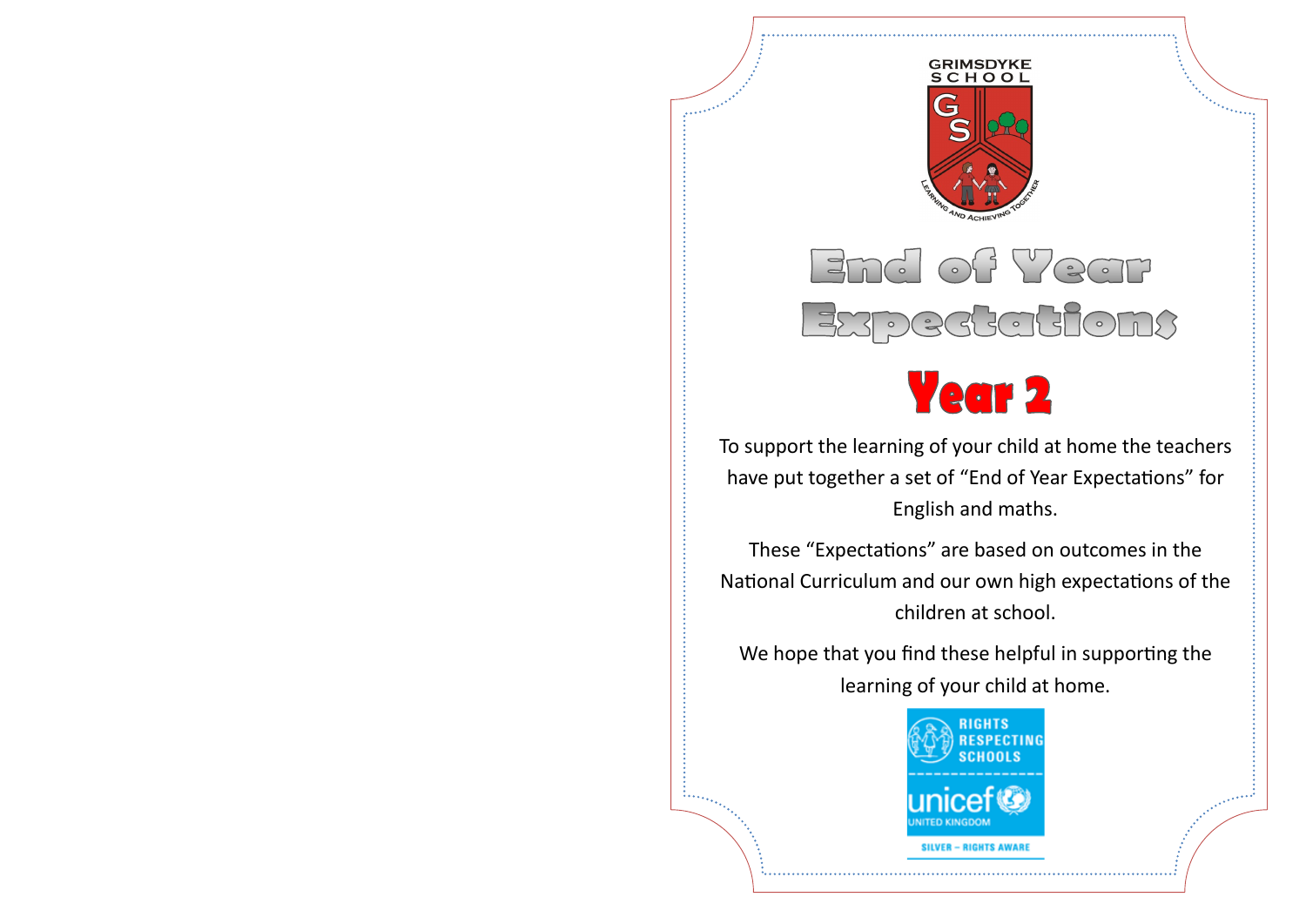GRIMSDYKE SCHOOL

LEARNING AND ACHIEVING TOGETHER

# End of Year Expectations

## Year 2

To support the learning of your child at home the teachers have put together a set of "End of Year Expectations" for English and maths.

These "Expectations" are based on outcomes in the National Curriculum and our own high expectations of the children at school.

We hope that you find these helpful in supporting the learning of your child at home.

RIGHTS RESPECTING SCHOOLS

unicef UNITED KINGDOM

SILVER – RIGHTS AWARE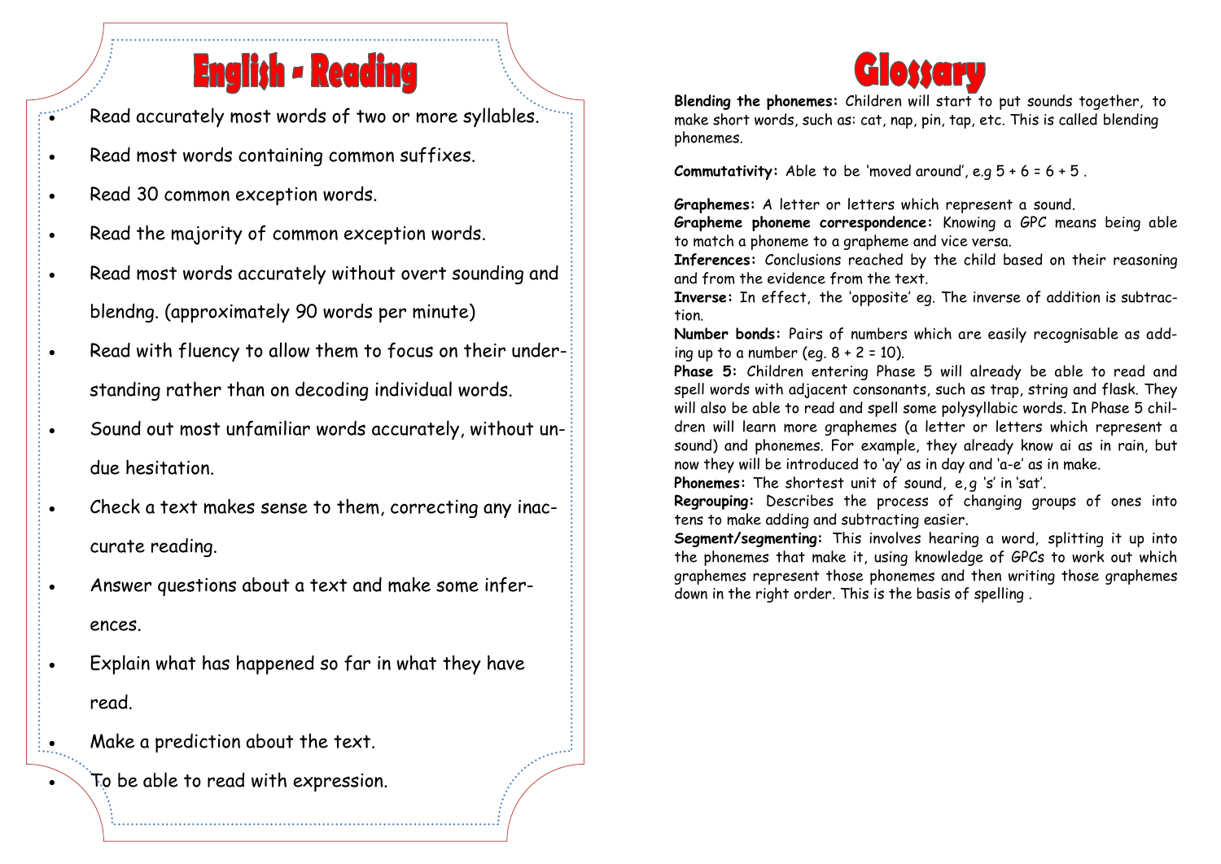# English - Reading

- Read accurately most words of two or more syllables.
- Read most words containing common suffixes.
- Read 30 common exception words.
- Read the majority of common exception words.
- Read most words accurately without overt sounding and blendng. (approximately 90 words per minute)
- Read with fluency to allow them to focus on their understanding rather than on decoding individual words.
- Sound out most unfamiliar words accurately, without undue hesitation.
- Check a text makes sense to them, correcting any inaccurate reading.
- Answer questions about a text and make some inferences.
- Explain what has happened so far in what they have read.
- Make a prediction about the text.
- To be able to read with expression.

# Glossary

**Blending the phonemes:** Children will start to put sounds together, to make short words, such as: cat, nap, pin, tap, etc. This is called blending phonemes.

**Commutativity:** Able to be 'moved around', e.g 5 + 6 = 6 + 5 .

**Graphemes:** A letter or letters which represent a sound.
**Grapheme phoneme correspondence:** Knowing a GPC means being able to match a phoneme to a grapheme and vice versa.
**Inferences:** Conclusions reached by the child based on their reasoning and from the evidence from the text.
**Inverse:** In effect, the 'opposite' eg. The inverse of addition is subtraction.
**Number bonds:** Pairs of numbers which are easily recognisable as adding up to a number (eg. 8 + 2 = 10).
**Phase 5:** Children entering Phase 5 will already be able to read and spell words with adjacent consonants, such as trap, string and flask. They will also be able to read and spell some polysyllabic words. In Phase 5 children will learn more graphemes (a letter or letters which represent a sound) and phonemes. For example, they already know ai as in rain, but now they will be introduced to 'ay' as in day and 'a-e' as in make.
**Phonemes:** The shortest unit of sound, e,g 's' in 'sat'.
**Regrouping:** Describes the process of changing groups of ones into tens to make adding and subtracting easier.
**Segment/segmenting:** This involves hearing a word, splitting it up into the phonemes that make it, using knowledge of GPCs to work out which graphemes represent those phonemes and then writing those graphemes down in the right order. This is the basis of spelling .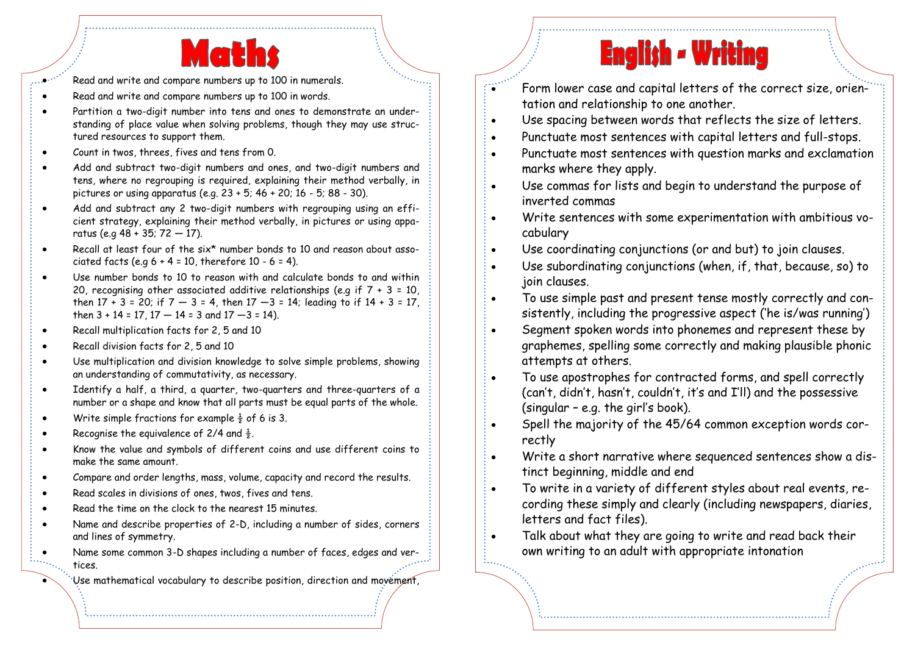# Maths

- Read and write and compare numbers up to 100 in numerals.
- Read and write and compare numbers up to 100 in words.
- Partition a two-digit number into tens and ones to demonstrate an understanding of place value when solving problems, though they may use structured resources to support them.
- Count in twos, threes, fives and tens from 0.
- Add and subtract two-digit numbers and ones, and two-digit numbers and tens, where no regrouping is required, explaining their method verbally, in pictures or using apparatus (e.g. 23 + 5; 46 + 20; 16 - 5; 88 - 30).
- Add and subtract any 2 two-digit numbers with regrouping using an efficient strategy, explaining their method verbally, in pictures or using apparatus (e.g 48 + 35; 72 — 17).
- Recall at least four of the six* number bonds to 10 and reason about associated facts (e.g 6 + 4 = 10, therefore 10 - 6 = 4).
- Use number bonds to 10 to reason with and calculate bonds to and within 20, recognising other associated additive relationships (e.g if 7 + 3 = 10, then 17 + 3 = 20; if 7 — 3 = 4, then 17 —3 = 14; leading to if 14 + 3 = 17, then 3 + 14 = 17, 17 — 14 = 3 and 17 —3 = 14).
- Recall multiplication facts for 2, 5 and 10
- Recall division facts for 2, 5 and 10
- Use multiplication and division knowledge to solve simple problems, showing an understanding of commutativity, as necessary.
- Identify a half, a third, a quarter, two-quarters and three-quarters of a number or a shape and know that all parts must be equal parts of the whole.
- Write simple fractions for example $\frac{1}{2}$ of 6 is 3.
- Recognise the equivalence of 2/4 and $\frac{1}{2}$.
- Know the value and symbols of different coins and use different coins to make the same amount.
- Compare and order lengths, mass, volume, capacity and record the results.
- Read scales in divisions of ones, twos, fives and tens.
- Read the time on the clock to the nearest 15 minutes.
- Name and describe properties of 2-D, including a number of sides, corners and lines of symmetry.
- Name some common 3-D shapes including a number of faces, edges and vertices.
- Use mathematical vocabulary to describe position, direction and movement,

# English - Writing

- Form lower case and capital letters of the correct size, orientation and relationship to one another.
- Use spacing between words that reflects the size of letters.
- Punctuate most sentences with capital letters and full-stops.
- Punctuate most sentences with question marks and exclamation marks where they apply.
- Use commas for lists and begin to understand the purpose of inverted commas
- Write sentences with some experimentation with ambitious vocabulary
- Use coordinating conjunctions (or and but) to join clauses.
- Use subordinating conjunctions (when, if, that, because, so) to join clauses.
- To use simple past and present tense mostly correctly and consistently, including the progressive aspect ('he is/was running')
- Segment spoken words into phonemes and represent these by graphemes, spelling some correctly and making plausible phonic attempts at others.
- To use apostrophes for contracted forms, and spell correctly (can't, didn't, hasn't, couldn't, it's and I'll) and the possessive (singular – e.g. the girl's book).
- Spell the majority of the 45/64 common exception words correctly
- Write a short narrative where sequenced sentences show a distinct beginning, middle and end
- To write in a variety of different styles about real events, recording these simply and clearly (including newspapers, diaries, letters and fact files).
- Talk about what they are going to write and read back their own writing to an adult with appropriate intonation